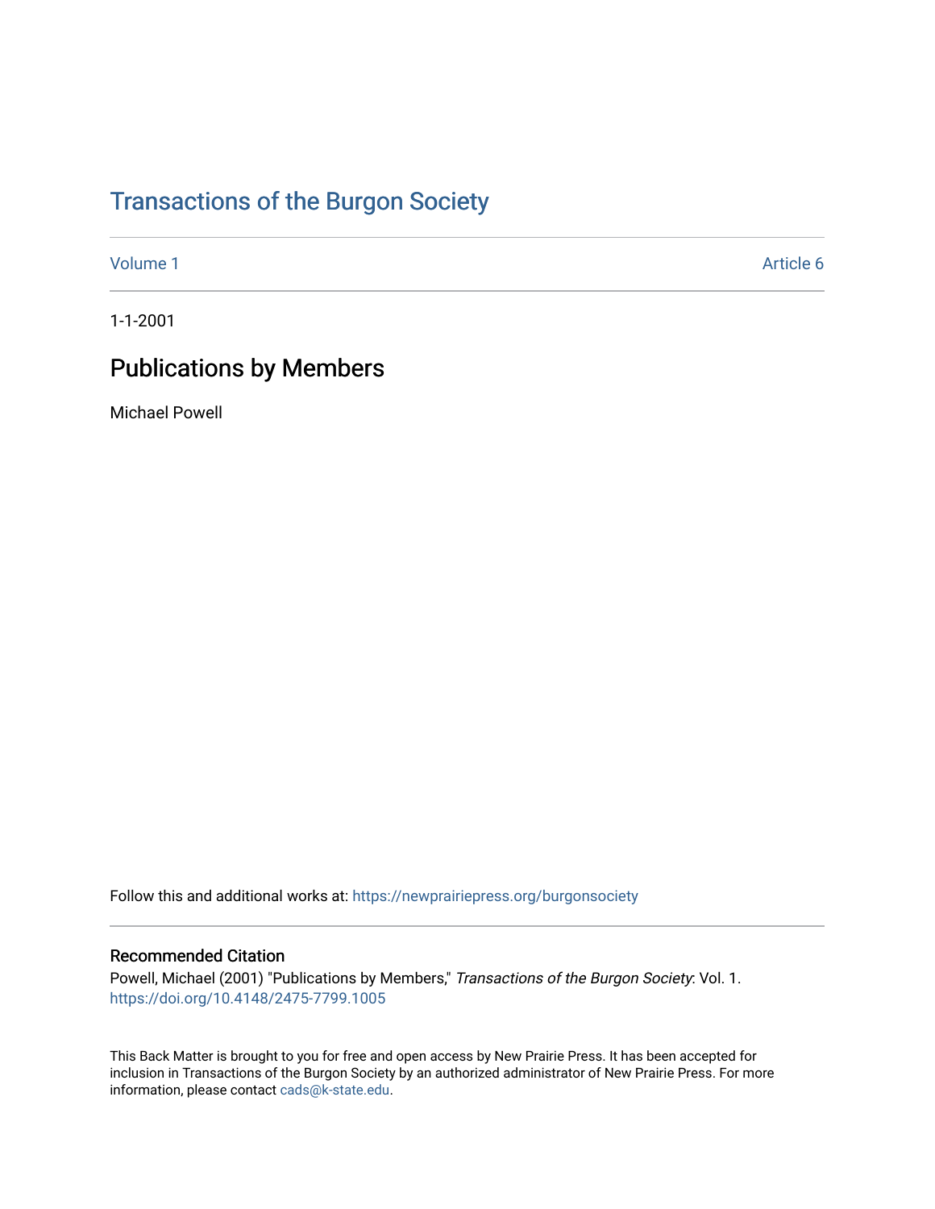# Transactions of the Burgon Society

Volume 1 | Article 6

1-1-2001

## Publications by Members

Michael Powell

Follow this and additional works at: https://newprairiepress.org/burgonsociety

### Recommended Citation

Powell, Michael (2001) "Publications by Members," *Transactions of the Burgon Society*: Vol. 1. https://doi.org/10.4148/2475-7799.1005

This Back Matter is brought to you for free and open access by New Prairie Press. It has been accepted for inclusion in Transactions of the Burgon Society by an authorized administrator of New Prairie Press. For more information, please contact cads@k-state.edu.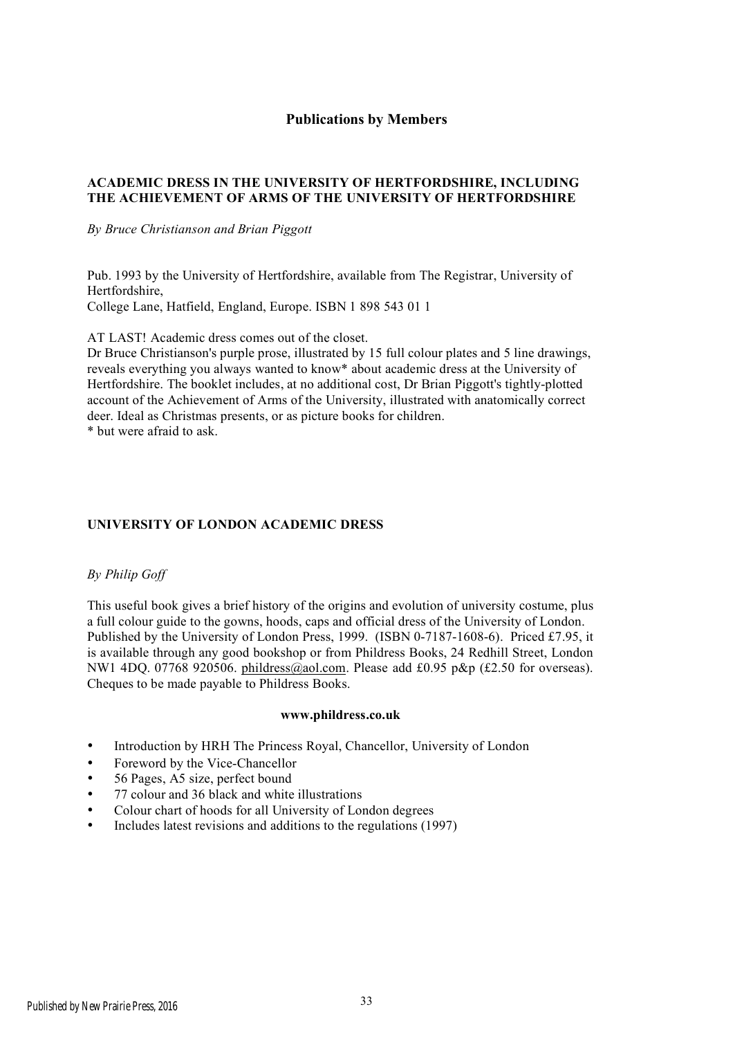## Publications by Members

### ACADEMIC DRESS IN THE UNIVERSITY OF HERTFORDSHIRE, INCLUDING THE ACHIEVEMENT OF ARMS OF THE UNIVERSITY OF HERTFORDSHIRE

*By Bruce Christianson and Brian Piggott*

Pub. 1993 by the University of Hertfordshire, available from The Registrar, University of Hertfordshire,
College Lane, Hatfield, England, Europe. ISBN 1 898 543 01 1

AT LAST! Academic dress comes out of the closet.
Dr Bruce Christianson's purple prose, illustrated by 15 full colour plates and 5 line drawings, reveals everything you always wanted to know* about academic dress at the University of Hertfordshire. The booklet includes, at no additional cost, Dr Brian Piggott's tightly-plotted account of the Achievement of Arms of the University, illustrated with anatomically correct deer. Ideal as Christmas presents, or as picture books for children.
* but were afraid to ask.

### UNIVERSITY OF LONDON ACADEMIC DRESS

*By Philip Goff*

This useful book gives a brief history of the origins and evolution of university costume, plus a full colour guide to the gowns, hoods, caps and official dress of the University of London. Published by the University of London Press, 1999. (ISBN 0-7187-1608-6). Priced £7.95, it is available through any good bookshop or from Phildress Books, 24 Redhill Street, London NW1 4DQ. 07768 920506. phildress@aol.com. Please add £0.95 p&p (£2.50 for overseas). Cheques to be made payable to Phildress Books.

**www.phildress.co.uk**

- Introduction by HRH The Princess Royal, Chancellor, University of London
- Foreword by the Vice-Chancellor
- 56 Pages, A5 size, perfect bound
- 77 colour and 36 black and white illustrations
- Colour chart of hoods for all University of London degrees
- Includes latest revisions and additions to the regulations (1997)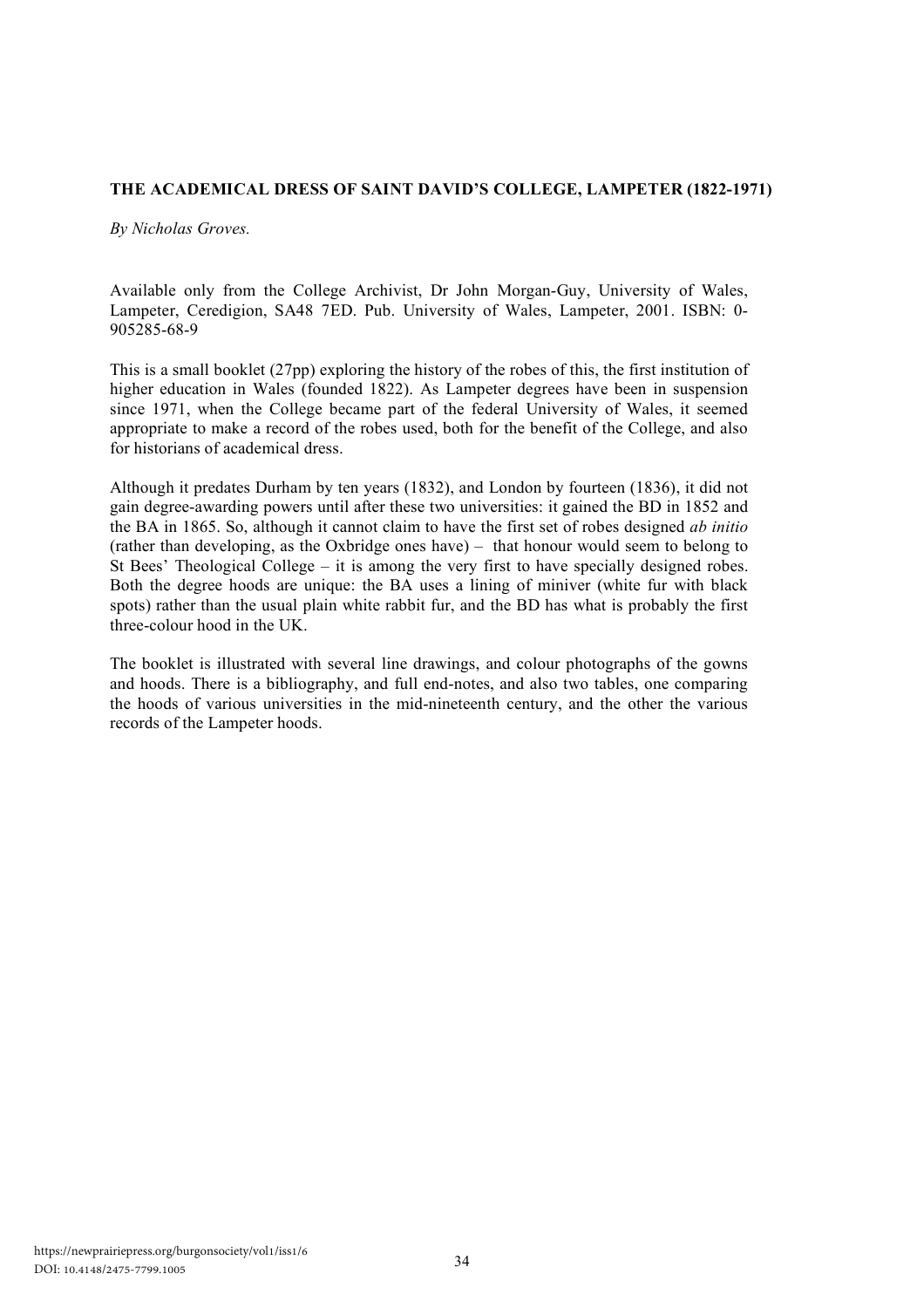**THE ACADEMICAL DRESS OF SAINT DAVID'S COLLEGE, LAMPETER (1822-1971)**

*By Nicholas Groves.*

Available only from the College Archivist, Dr John Morgan-Guy, University of Wales, Lampeter, Ceredigion, SA48 7ED. Pub. University of Wales, Lampeter, 2001. ISBN: 0-905285-68-9

This is a small booklet (27pp) exploring the history of the robes of this, the first institution of higher education in Wales (founded 1822). As Lampeter degrees have been in suspension since 1971, when the College became part of the federal University of Wales, it seemed appropriate to make a record of the robes used, both for the benefit of the College, and also for historians of academical dress.

Although it predates Durham by ten years (1832), and London by fourteen (1836), it did not gain degree-awarding powers until after these two universities: it gained the BD in 1852 and the BA in 1865. So, although it cannot claim to have the first set of robes designed *ab initio* (rather than developing, as the Oxbridge ones have) – that honour would seem to belong to St Bees' Theological College – it is among the very first to have specially designed robes. Both the degree hoods are unique: the BA uses a lining of miniver (white fur with black spots) rather than the usual plain white rabbit fur, and the BD has what is probably the first three-colour hood in the UK.

The booklet is illustrated with several line drawings, and colour photographs of the gowns and hoods. There is a bibliography, and full end-notes, and also two tables, one comparing the hoods of various universities in the mid-nineteenth century, and the other the various records of the Lampeter hoods.